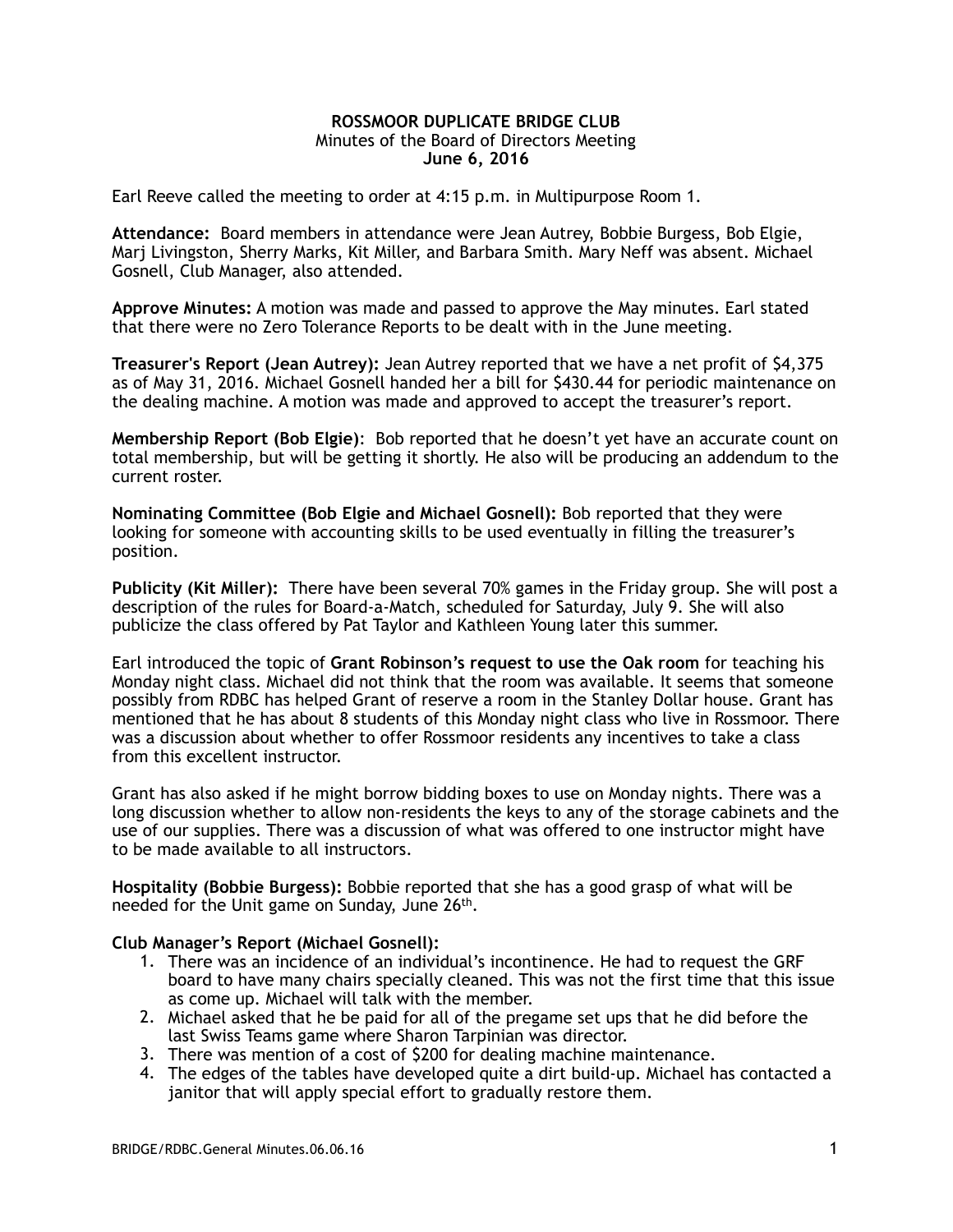**ROSSMOOR DUPLICATE BRIDGE CLUB**
Minutes of the Board of Directors Meeting
**June 6, 2016**

Earl Reeve called the meeting to order at 4:15 p.m. in Multipurpose Room 1.

**Attendance:** Board members in attendance were Jean Autrey, Bobbie Burgess, Bob Elgie, Marj Livingston, Sherry Marks, Kit Miller, and Barbara Smith. Mary Neff was absent. Michael Gosnell, Club Manager, also attended.

**Approve Minutes:** A motion was made and passed to approve the May minutes. Earl stated that there were no Zero Tolerance Reports to be dealt with in the June meeting.

**Treasurer's Report (Jean Autrey):** Jean Autrey reported that we have a net profit of $4,375 as of May 31, 2016. Michael Gosnell handed her a bill for $430.44 for periodic maintenance on the dealing machine. A motion was made and approved to accept the treasurer's report.

**Membership Report (Bob Elgie)**: Bob reported that he doesn't yet have an accurate count on total membership, but will be getting it shortly. He also will be producing an addendum to the current roster.

**Nominating Committee (Bob Elgie and Michael Gosnell):** Bob reported that they were looking for someone with accounting skills to be used eventually in filling the treasurer's position.

**Publicity (Kit Miller):** There have been several 70% games in the Friday group. She will post a description of the rules for Board-a-Match, scheduled for Saturday, July 9. She will also publicize the class offered by Pat Taylor and Kathleen Young later this summer.

Earl introduced the topic of **Grant Robinson's request to use the Oak room** for teaching his Monday night class. Michael did not think that the room was available. It seems that someone possibly from RDBC has helped Grant of reserve a room in the Stanley Dollar house. Grant has mentioned that he has about 8 students of this Monday night class who live in Rossmoor. There was a discussion about whether to offer Rossmoor residents any incentives to take a class from this excellent instructor.

Grant has also asked if he might borrow bidding boxes to use on Monday nights. There was a long discussion whether to allow non-residents the keys to any of the storage cabinets and the use of our supplies. There was a discussion of what was offered to one instructor might have to be made available to all instructors.

**Hospitality (Bobbie Burgess):** Bobbie reported that she has a good grasp of what will be needed for the Unit game on Sunday, June 26th.

**Club Manager's Report (Michael Gosnell):**

1. There was an incidence of an individual's incontinence. He had to request the GRF board to have many chairs specially cleaned. This was not the first time that this issue as come up. Michael will talk with the member.
2. Michael asked that he be paid for all of the pregame set ups that he did before the last Swiss Teams game where Sharon Tarpinian was director.
3. There was mention of a cost of $200 for dealing machine maintenance.
4. The edges of the tables have developed quite a dirt build-up. Michael has contacted a janitor that will apply special effort to gradually restore them.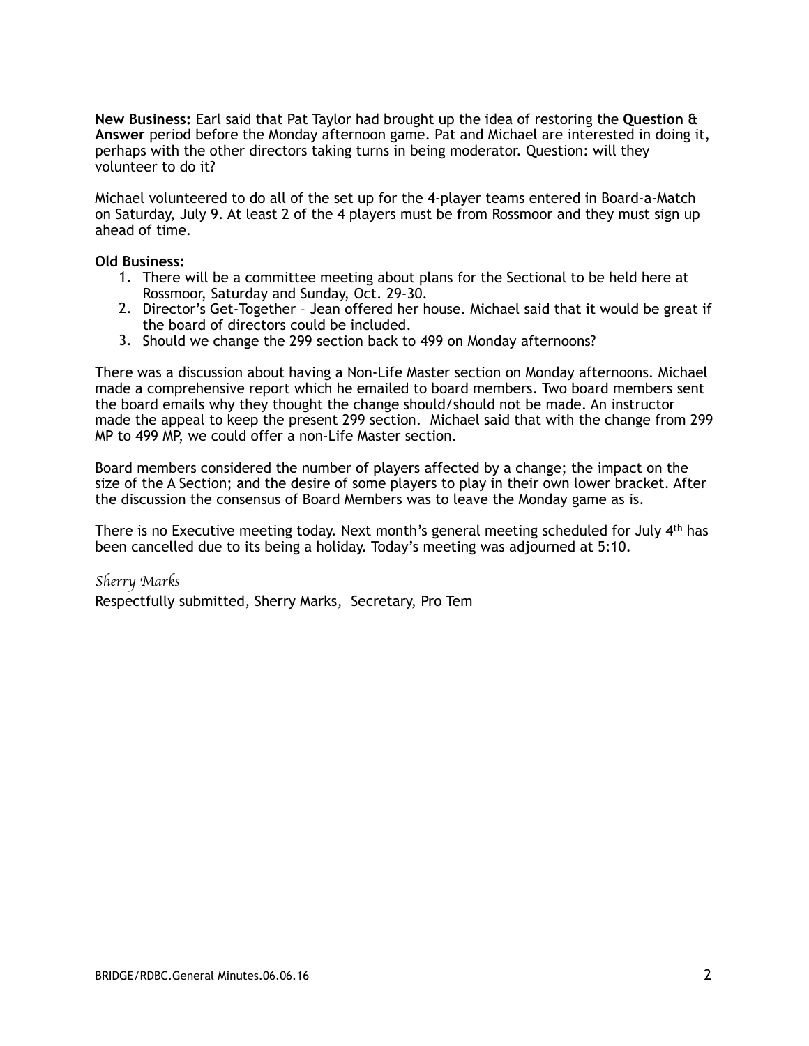**New Business:** Earl said that Pat Taylor had brought up the idea of restoring the **Question & Answer** period before the Monday afternoon game. Pat and Michael are interested in doing it, perhaps with the other directors taking turns in being moderator. Question: will they volunteer to do it?

Michael volunteered to do all of the set up for the 4-player teams entered in Board-a-Match on Saturday, July 9. At least 2 of the 4 players must be from Rossmoor and they must sign up ahead of time.

**Old Business:**

1. There will be a committee meeting about plans for the Sectional to be held here at Rossmoor, Saturday and Sunday, Oct. 29-30.
2. Director's Get-Together – Jean offered her house. Michael said that it would be great if the board of directors could be included.
3. Should we change the 299 section back to 499 on Monday afternoons?

There was a discussion about having a Non-Life Master section on Monday afternoons. Michael made a comprehensive report which he emailed to board members. Two board members sent the board emails why they thought the change should/should not be made. An instructor made the appeal to keep the present 299 section. Michael said that with the change from 299 MP to 499 MP, we could offer a non-Life Master section.

Board members considered the number of players affected by a change; the impact on the size of the A Section; and the desire of some players to play in their own lower bracket. After the discussion the consensus of Board Members was to leave the Monday game as is.

There is no Executive meeting today. Next month's general meeting scheduled for July 4th has been cancelled due to its being a holiday. Today's meeting was adjourned at 5:10.

*Sherry Marks*

Respectfully submitted, Sherry Marks, Secretary, Pro Tem